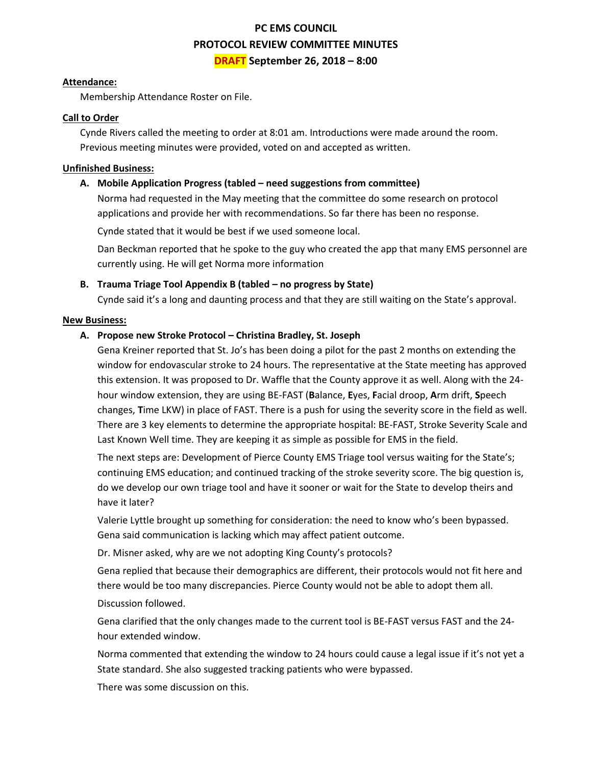# PC EMS COUNCIL

## PROTOCOL REVIEW COMMITTEE MINUTES

## DRAFT September 26, 2018 – 8:00

**Attendance:**

Membership Attendance Roster on File.

**Call to Order**

Cynde Rivers called the meeting to order at 8:01 am. Introductions were made around the room. Previous meeting minutes were provided, voted on and accepted as written.

**Unfinished Business:**

**A. Mobile Application Progress (tabled – need suggestions from committee)**

Norma had requested in the May meeting that the committee do some research on protocol applications and provide her with recommendations. So far there has been no response.

Cynde stated that it would be best if we used someone local.

Dan Beckman reported that he spoke to the guy who created the app that many EMS personnel are currently using. He will get Norma more information

**B. Trauma Triage Tool Appendix B (tabled – no progress by State)**

Cynde said it's a long and daunting process and that they are still waiting on the State's approval.

**New Business:**

**A. Propose new Stroke Protocol – Christina Bradley, St. Joseph**

Gena Kreiner reported that St. Jo's has been doing a pilot for the past 2 months on extending the window for endovascular stroke to 24 hours. The representative at the State meeting has approved this extension. It was proposed to Dr. Waffle that the County approve it as well. Along with the 24-hour window extension, they are using BE-FAST (**B**alance, **E**yes, **F**acial droop, **A**rm drift, **S**peech changes, **T**ime LKW) in place of FAST. There is a push for using the severity score in the field as well. There are 3 key elements to determine the appropriate hospital: BE-FAST, Stroke Severity Scale and Last Known Well time. They are keeping it as simple as possible for EMS in the field.

The next steps are: Development of Pierce County EMS Triage tool versus waiting for the State's; continuing EMS education; and continued tracking of the stroke severity score. The big question is, do we develop our own triage tool and have it sooner or wait for the State to develop theirs and have it later?

Valerie Lyttle brought up something for consideration: the need to know who's been bypassed. Gena said communication is lacking which may affect patient outcome.

Dr. Misner asked, why are we not adopting King County's protocols?

Gena replied that because their demographics are different, their protocols would not fit here and there would be too many discrepancies. Pierce County would not be able to adopt them all.

Discussion followed.

Gena clarified that the only changes made to the current tool is BE-FAST versus FAST and the 24-hour extended window.

Norma commented that extending the window to 24 hours could cause a legal issue if it's not yet a State standard. She also suggested tracking patients who were bypassed.

There was some discussion on this.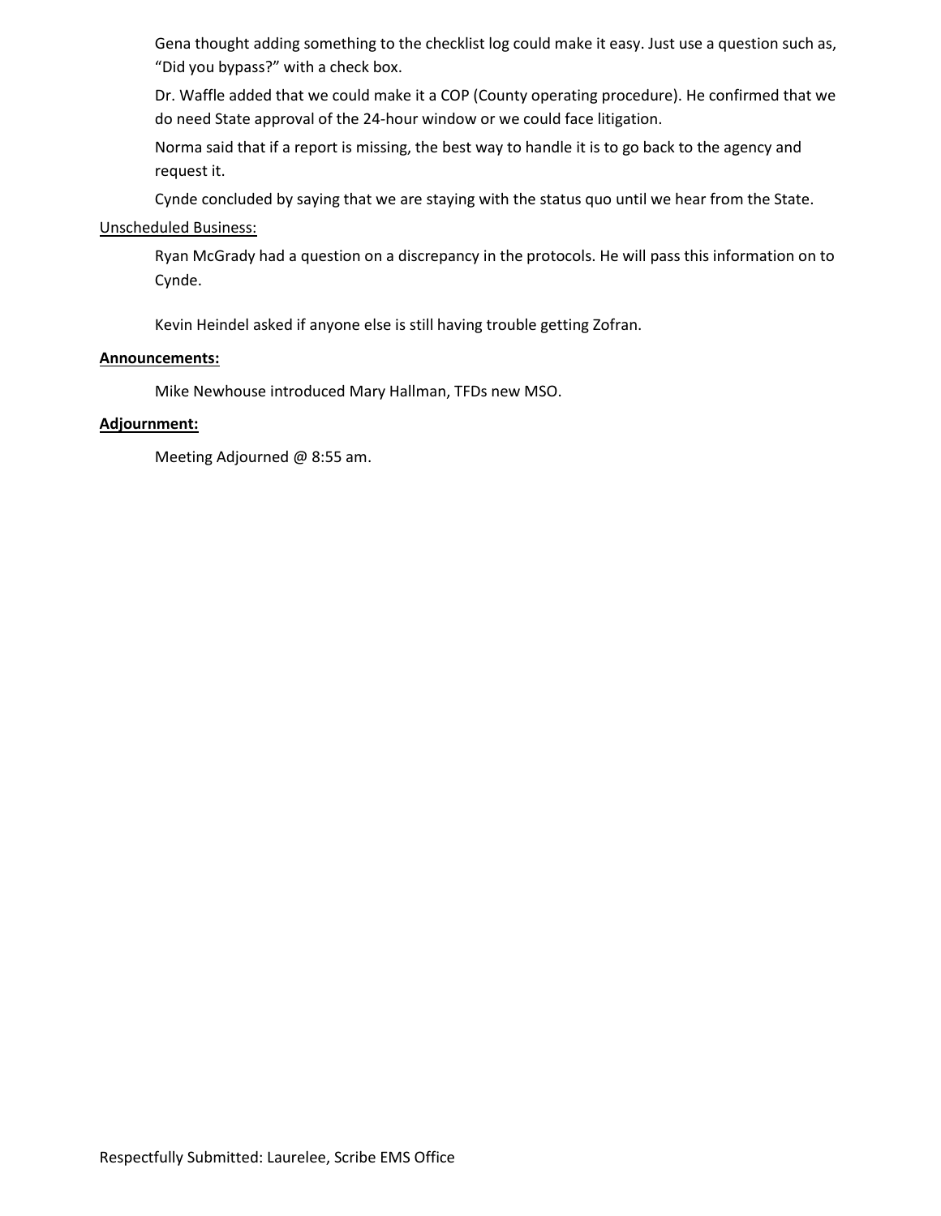Gena thought adding something to the checklist log could make it easy. Just use a question such as, "Did you bypass?" with a check box.

Dr. Waffle added that we could make it a COP (County operating procedure). He confirmed that we do need State approval of the 24-hour window or we could face litigation.

Norma said that if a report is missing, the best way to handle it is to go back to the agency and request it.

Cynde concluded by saying that we are staying with the status quo until we hear from the State.

Unscheduled Business:

Ryan McGrady had a question on a discrepancy in the protocols. He will pass this information on to Cynde.

Kevin Heindel asked if anyone else is still having trouble getting Zofran.

**Announcements:**

Mike Newhouse introduced Mary Hallman, TFDs new MSO.

**Adjournment:**

Meeting Adjourned @ 8:55 am.

Respectfully Submitted: Laurelee, Scribe EMS Office